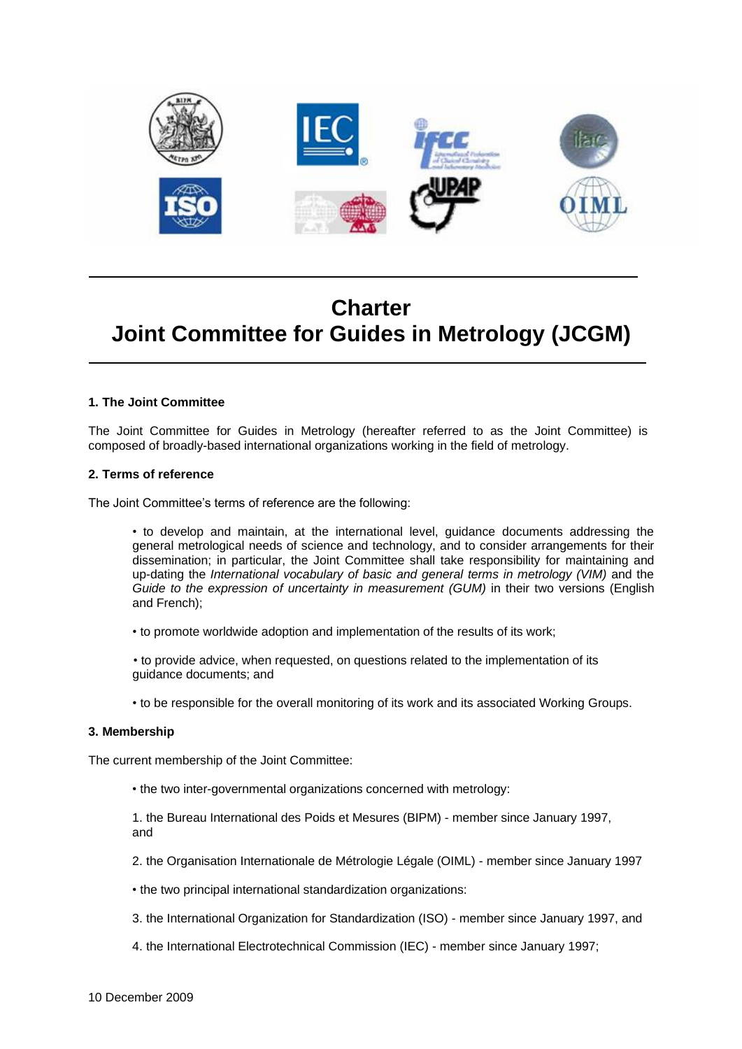# Charter
# Joint Committee for Guides in Metrology (JCGM)

**1. The Joint Committee**

The Joint Committee for Guides in Metrology (hereafter referred to as the Joint Committee) is composed of broadly-based international organizations working in the field of metrology.

**2. Terms of reference**

The Joint Committee's terms of reference are the following:

- to develop and maintain, at the international level, guidance documents addressing the general metrological needs of science and technology, and to consider arrangements for their dissemination; in particular, the Joint Committee shall take responsibility for maintaining and up-dating the *International vocabulary of basic and general terms in metrology (VIM)* and the *Guide to the expression of uncertainty in measurement (GUM)* in their two versions (English and French);

- to promote worldwide adoption and implementation of the results of its work;

- to provide advice, when requested, on questions related to the implementation of its guidance documents; and

- to be responsible for the overall monitoring of its work and its associated Working Groups.

**3. Membership**

The current membership of the Joint Committee:

- the two inter-governmental organizations concerned with metrology:

1. the Bureau International des Poids et Mesures (BIPM) - member since January 1997, and

2. the Organisation Internationale de Métrologie Légale (OIML) - member since January 1997

- the two principal international standardization organizations:

3. the International Organization for Standardization (ISO) - member since January 1997, and

4. the International Electrotechnical Commission (IEC) - member since January 1997;

10 December 2009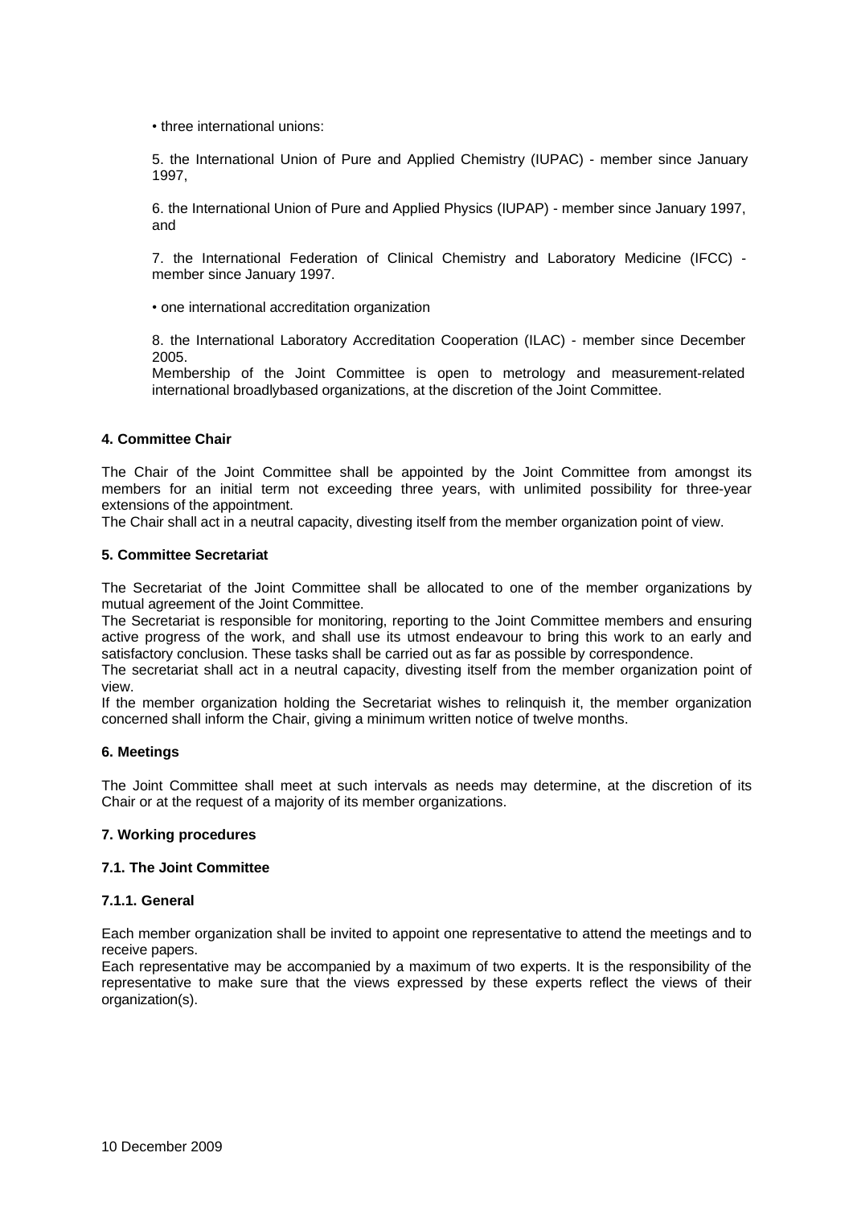• three international unions:

5. the International Union of Pure and Applied Chemistry (IUPAC) - member since January 1997,

6. the International Union of Pure and Applied Physics (IUPAP) - member since January 1997, and

7. the International Federation of Clinical Chemistry and Laboratory Medicine (IFCC) - member since January 1997.

• one international accreditation organization

8. the International Laboratory Accreditation Cooperation (ILAC) - member since December 2005.

Membership of the Joint Committee is open to metrology and measurement-related international broadlybased organizations, at the discretion of the Joint Committee.

**4. Committee Chair**

The Chair of the Joint Committee shall be appointed by the Joint Committee from amongst its members for an initial term not exceeding three years, with unlimited possibility for three-year extensions of the appointment.

The Chair shall act in a neutral capacity, divesting itself from the member organization point of view.

**5. Committee Secretariat**

The Secretariat of the Joint Committee shall be allocated to one of the member organizations by mutual agreement of the Joint Committee.

The Secretariat is responsible for monitoring, reporting to the Joint Committee members and ensuring active progress of the work, and shall use its utmost endeavour to bring this work to an early and satisfactory conclusion. These tasks shall be carried out as far as possible by correspondence.

The secretariat shall act in a neutral capacity, divesting itself from the member organization point of view.

If the member organization holding the Secretariat wishes to relinquish it, the member organization concerned shall inform the Chair, giving a minimum written notice of twelve months.

**6. Meetings**

The Joint Committee shall meet at such intervals as needs may determine, at the discretion of its Chair or at the request of a majority of its member organizations.

**7. Working procedures**

**7.1. The Joint Committee**

**7.1.1. General**

Each member organization shall be invited to appoint one representative to attend the meetings and to receive papers.

Each representative may be accompanied by a maximum of two experts. It is the responsibility of the representative to make sure that the views expressed by these experts reflect the views of their organization(s).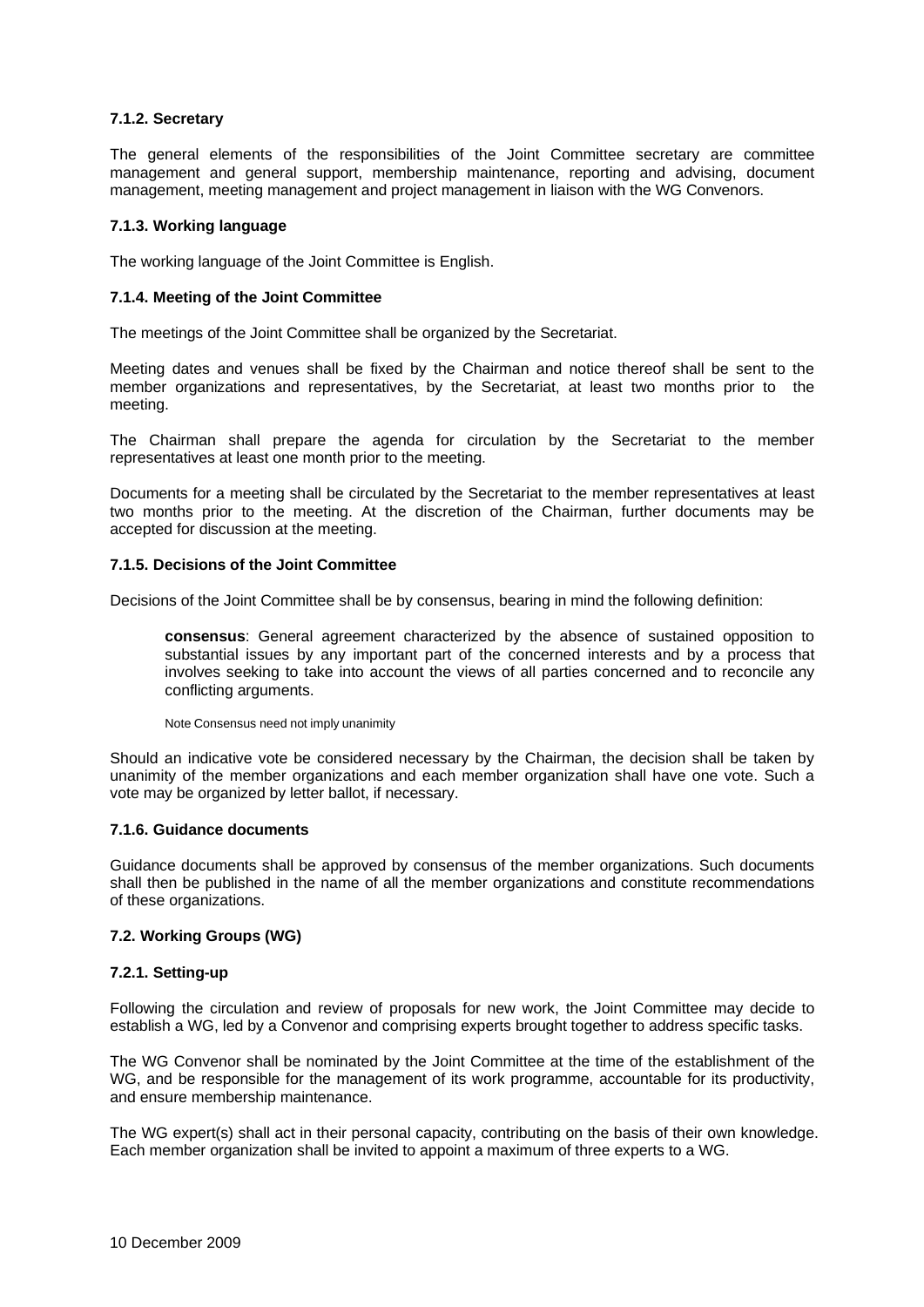#### 7.1.2. Secretary

The general elements of the responsibilities of the Joint Committee secretary are committee management and general support, membership maintenance, reporting and advising, document management, meeting management and project management in liaison with the WG Convenors.

#### 7.1.3. Working language

The working language of the Joint Committee is English.

#### 7.1.4. Meeting of the Joint Committee

The meetings of the Joint Committee shall be organized by the Secretariat.

Meeting dates and venues shall be fixed by the Chairman and notice thereof shall be sent to the member organizations and representatives, by the Secretariat, at least two months prior to the meeting.

The Chairman shall prepare the agenda for circulation by the Secretariat to the member representatives at least one month prior to the meeting.

Documents for a meeting shall be circulated by the Secretariat to the member representatives at least two months prior to the meeting. At the discretion of the Chairman, further documents may be accepted for discussion at the meeting.

#### 7.1.5. Decisions of the Joint Committee

Decisions of the Joint Committee shall be by consensus, bearing in mind the following definition:

> **consensus**: General agreement characterized by the absence of sustained opposition to substantial issues by any important part of the concerned interests and by a process that involves seeking to take into account the views of all parties concerned and to reconcile any conflicting arguments.
>
> Note Consensus need not imply unanimity

Should an indicative vote be considered necessary by the Chairman, the decision shall be taken by unanimity of the member organizations and each member organization shall have one vote. Such a vote may be organized by letter ballot, if necessary.

#### 7.1.6. Guidance documents

Guidance documents shall be approved by consensus of the member organizations. Such documents shall then be published in the name of all the member organizations and constitute recommendations of these organizations.

### 7.2. Working Groups (WG)

#### 7.2.1. Setting-up

Following the circulation and review of proposals for new work, the Joint Committee may decide to establish a WG, led by a Convenor and comprising experts brought together to address specific tasks.

The WG Convenor shall be nominated by the Joint Committee at the time of the establishment of the WG, and be responsible for the management of its work programme, accountable for its productivity, and ensure membership maintenance.

The WG expert(s) shall act in their personal capacity, contributing on the basis of their own knowledge. Each member organization shall be invited to appoint a maximum of three experts to a WG.

10 December 2009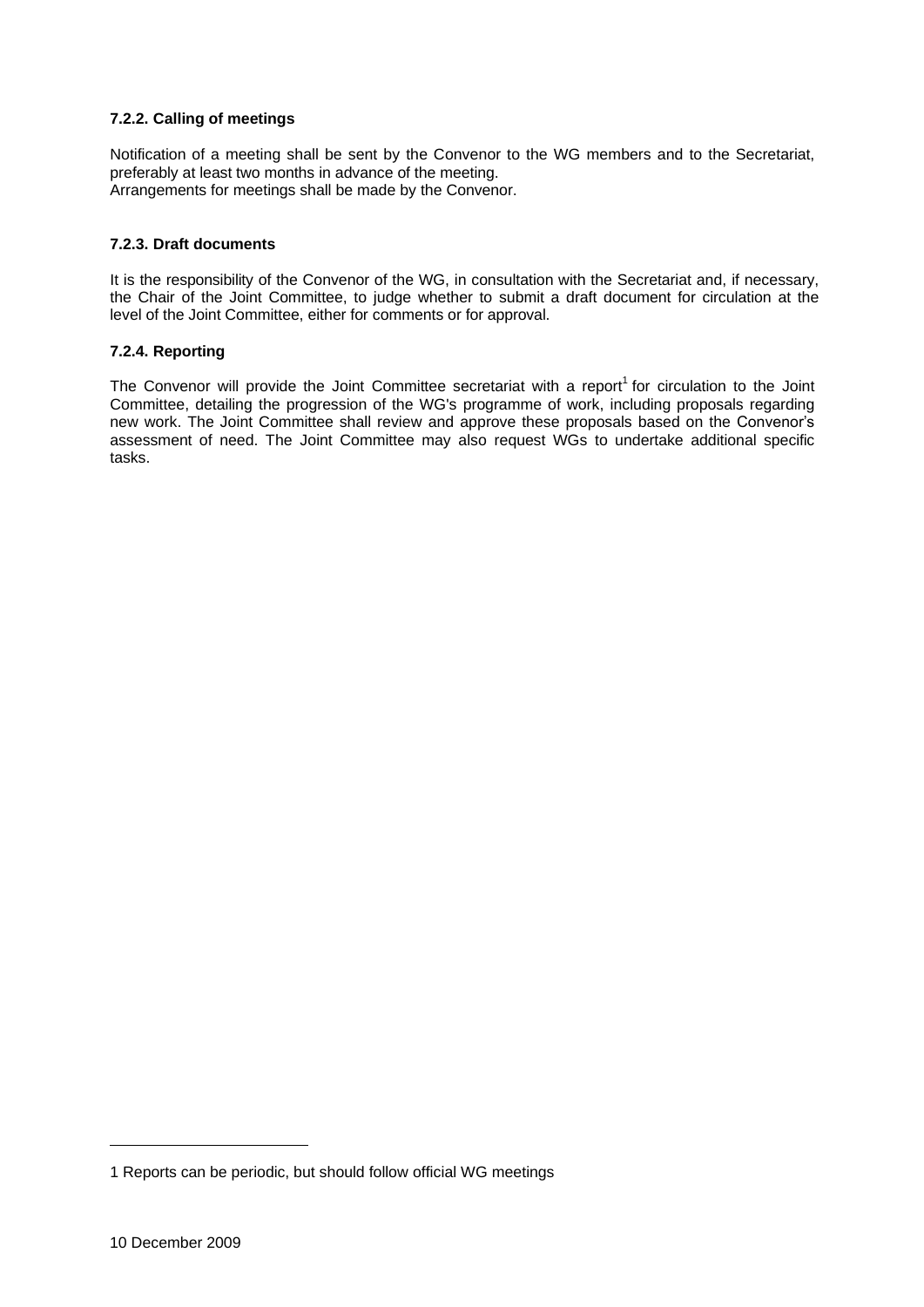#### 7.2.2. Calling of meetings

Notification of a meeting shall be sent by the Convenor to the WG members and to the Secretariat, preferably at least two months in advance of the meeting.
Arrangements for meetings shall be made by the Convenor.

#### 7.2.3. Draft documents

It is the responsibility of the Convenor of the WG, in consultation with the Secretariat and, if necessary, the Chair of the Joint Committee, to judge whether to submit a draft document for circulation at the level of the Joint Committee, either for comments or for approval.

#### 7.2.4. Reporting

The Convenor will provide the Joint Committee secretariat with a report[1] for circulation to the Joint Committee, detailing the progression of the WG's programme of work, including proposals regarding new work. The Joint Committee shall review and approve these proposals based on the Convenor's assessment of need. The Joint Committee may also request WGs to undertake additional specific tasks.

---

1 Reports can be periodic, but should follow official WG meetings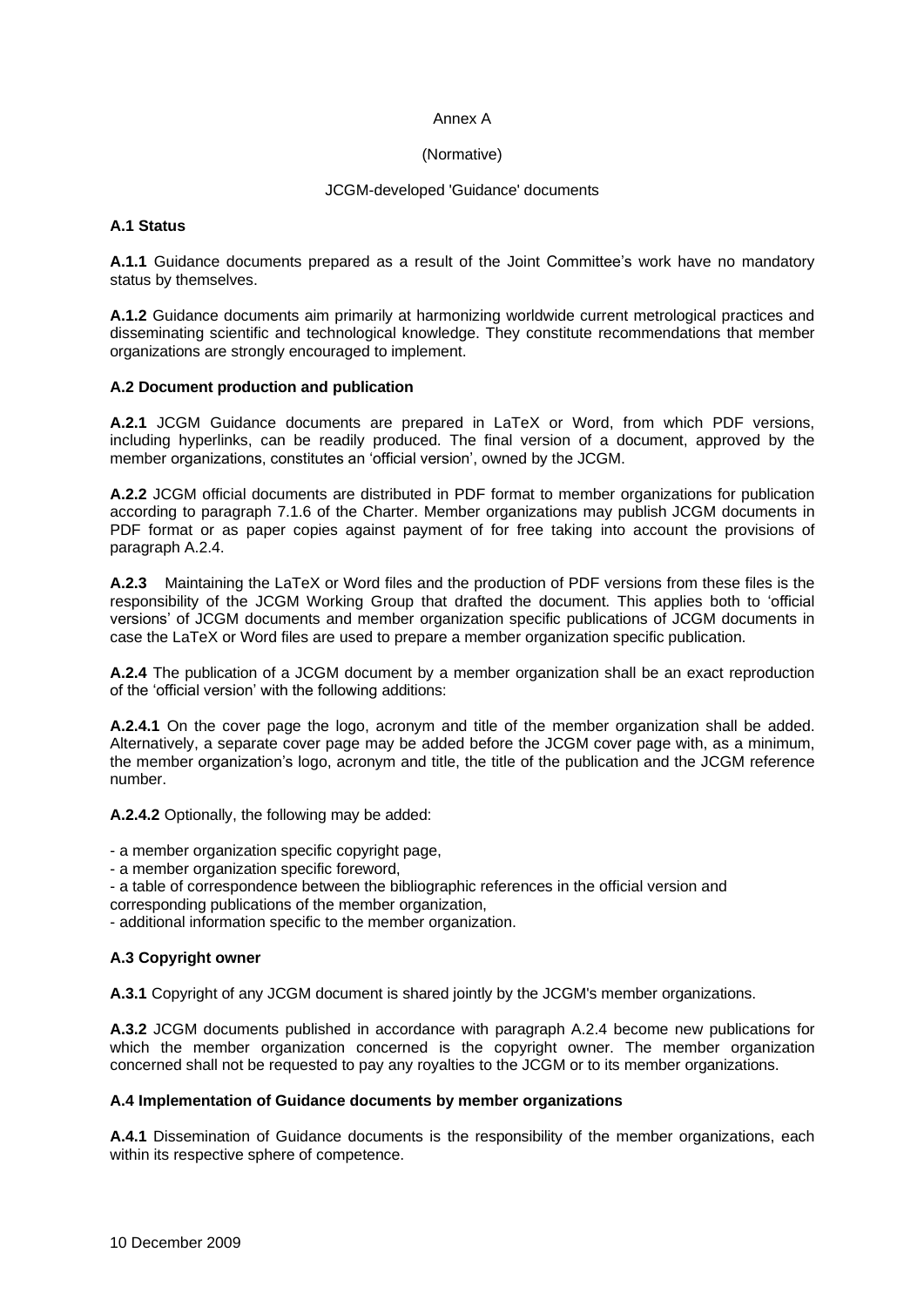Annex A

(Normative)

JCGM-developed 'Guidance' documents

**A.1 Status**

**A.1.1** Guidance documents prepared as a result of the Joint Committee's work have no mandatory status by themselves.

**A.1.2** Guidance documents aim primarily at harmonizing worldwide current metrological practices and disseminating scientific and technological knowledge. They constitute recommendations that member organizations are strongly encouraged to implement.

**A.2 Document production and publication**

**A.2.1** JCGM Guidance documents are prepared in LaTeX or Word, from which PDF versions, including hyperlinks, can be readily produced. The final version of a document, approved by the member organizations, constitutes an 'official version', owned by the JCGM.

**A.2.2** JCGM official documents are distributed in PDF format to member organizations for publication according to paragraph 7.1.6 of the Charter. Member organizations may publish JCGM documents in PDF format or as paper copies against payment of for free taking into account the provisions of paragraph A.2.4.

**A.2.3** Maintaining the LaTeX or Word files and the production of PDF versions from these files is the responsibility of the JCGM Working Group that drafted the document. This applies both to 'official versions' of JCGM documents and member organization specific publications of JCGM documents in case the LaTeX or Word files are used to prepare a member organization specific publication.

**A.2.4** The publication of a JCGM document by a member organization shall be an exact reproduction of the 'official version' with the following additions:

**A.2.4.1** On the cover page the logo, acronym and title of the member organization shall be added. Alternatively, a separate cover page may be added before the JCGM cover page with, as a minimum, the member organization's logo, acronym and title, the title of the publication and the JCGM reference number.

**A.2.4.2** Optionally, the following may be added:

- a member organization specific copyright page,
- a member organization specific foreword,
- a table of correspondence between the bibliographic references in the official version and corresponding publications of the member organization,
- additional information specific to the member organization.

**A.3 Copyright owner**

**A.3.1** Copyright of any JCGM document is shared jointly by the JCGM's member organizations.

**A.3.2** JCGM documents published in accordance with paragraph A.2.4 become new publications for which the member organization concerned is the copyright owner. The member organization concerned shall not be requested to pay any royalties to the JCGM or to its member organizations.

**A.4 Implementation of Guidance documents by member organizations**

**A.4.1** Dissemination of Guidance documents is the responsibility of the member organizations, each within its respective sphere of competence.

10 December 2009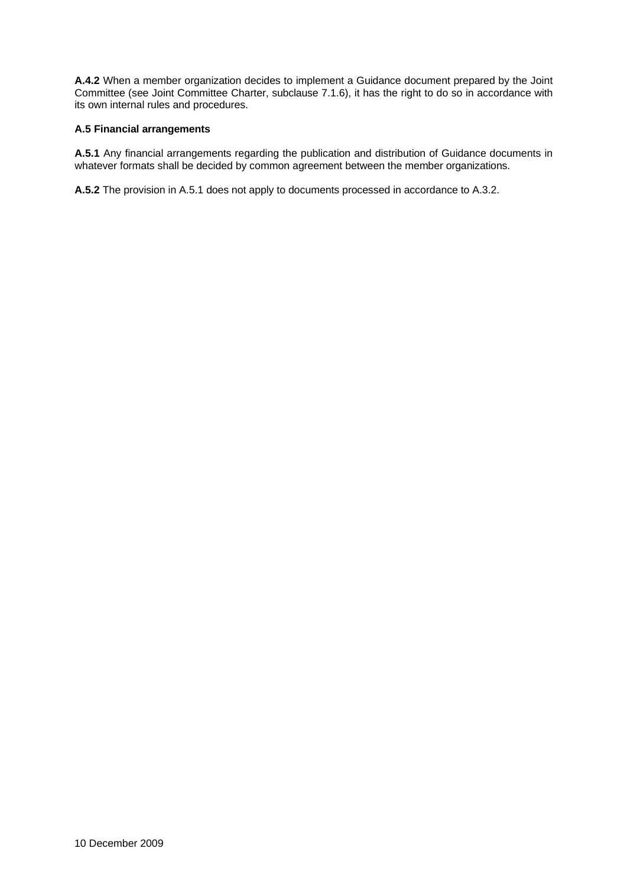**A.4.2** When a member organization decides to implement a Guidance document prepared by the Joint Committee (see Joint Committee Charter, subclause 7.1.6), it has the right to do so in accordance with its own internal rules and procedures.

**A.5 Financial arrangements**

**A.5.1** Any financial arrangements regarding the publication and distribution of Guidance documents in whatever formats shall be decided by common agreement between the member organizations.

**A.5.2** The provision in A.5.1 does not apply to documents processed in accordance to A.3.2.